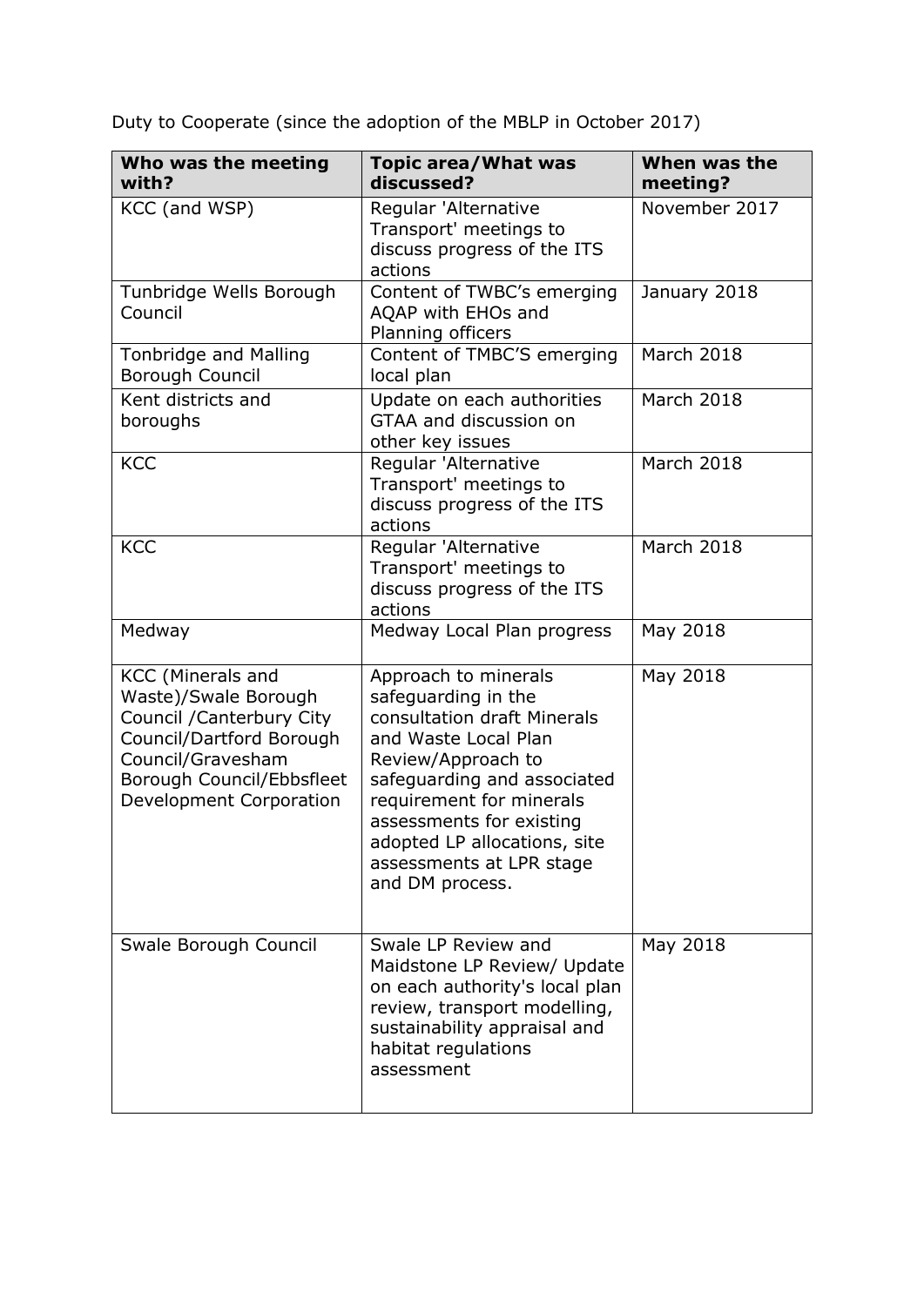Duty to Cooperate (since the adoption of the MBLP in October 2017)

| Who was the meeting with? | Topic area/What was discussed? | When was the meeting? |
|---|---|---|
| KCC (and WSP) | Regular 'Alternative Transport' meetings to discuss progress of the ITS actions | November 2017 |
| Tunbridge Wells Borough Council | Content of TWBC's emerging AQAP with EHOs and Planning officers | January 2018 |
| Tonbridge and Malling Borough Council | Content of TMBC'S emerging local plan | March 2018 |
| Kent districts and boroughs | Update on each authorities GTAA and discussion on other key issues | March 2018 |
| KCC | Regular 'Alternative Transport' meetings to discuss progress of the ITS actions | March 2018 |
| KCC | Regular 'Alternative Transport' meetings to discuss progress of the ITS actions | March 2018 |
| Medway | Medway Local Plan progress | May 2018 |
| KCC (Minerals and Waste)/Swale Borough Council /Canterbury City Council/Dartford Borough Council/Gravesham Borough Council/Ebbsfleet Development Corporation | Approach to minerals safeguarding in the consultation draft Minerals and Waste Local Plan Review/Approach to safeguarding and associated requirement for minerals assessments for existing adopted LP allocations, site assessments at LPR stage and DM process. | May 2018 |
| Swale Borough Council | Swale LP Review and Maidstone LP Review/ Update on each authority's local plan review, transport modelling, sustainability appraisal and habitat regulations assessment | May 2018 |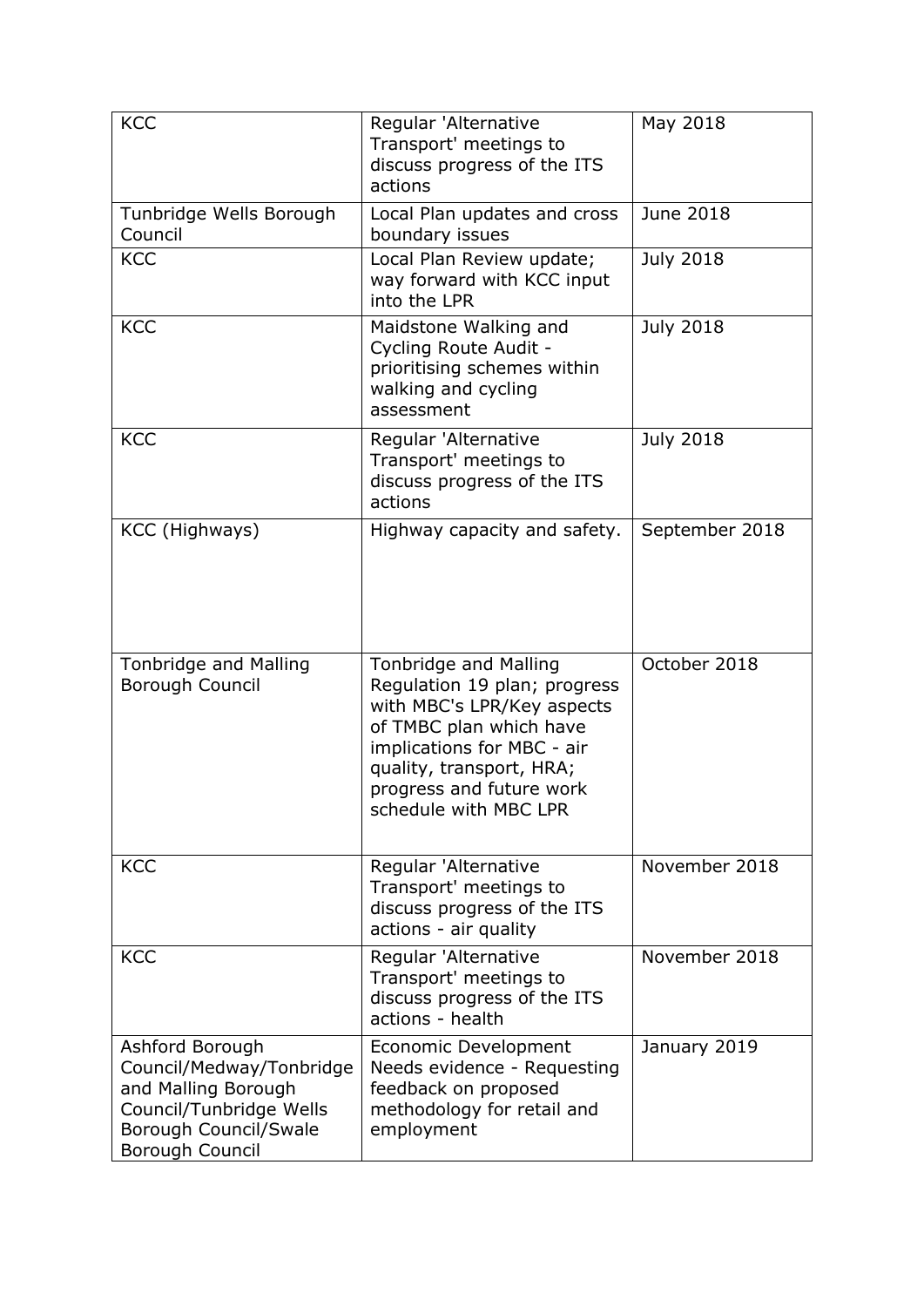| KCC | Regular 'Alternative Transport' meetings to discuss progress of the ITS actions | May 2018 |
|---|---|---|
| Tunbridge Wells Borough Council | Local Plan updates and cross boundary issues | June 2018 |
| KCC | Local Plan Review update; way forward with KCC input into the LPR | July 2018 |
| KCC | Maidstone Walking and Cycling Route Audit - prioritising schemes within walking and cycling assessment | July 2018 |
| KCC | Regular 'Alternative Transport' meetings to discuss progress of the ITS actions | July 2018 |
| KCC (Highways) | Highway capacity and safety. | September 2018 |
| Tonbridge and Malling Borough Council | Tonbridge and Malling Regulation 19 plan; progress with MBC's LPR/Key aspects of TMBC plan which have implications for MBC - air quality, transport, HRA; progress and future work schedule with MBC LPR | October 2018 |
| KCC | Regular 'Alternative Transport' meetings to discuss progress of the ITS actions - air quality | November 2018 |
| KCC | Regular 'Alternative Transport' meetings to discuss progress of the ITS actions - health | November 2018 |
| Ashford Borough Council/Medway/Tonbridge and Malling Borough Council/Tunbridge Wells Borough Council/Swale Borough Council | Economic Development Needs evidence - Requesting feedback on proposed methodology for retail and employment | January 2019 |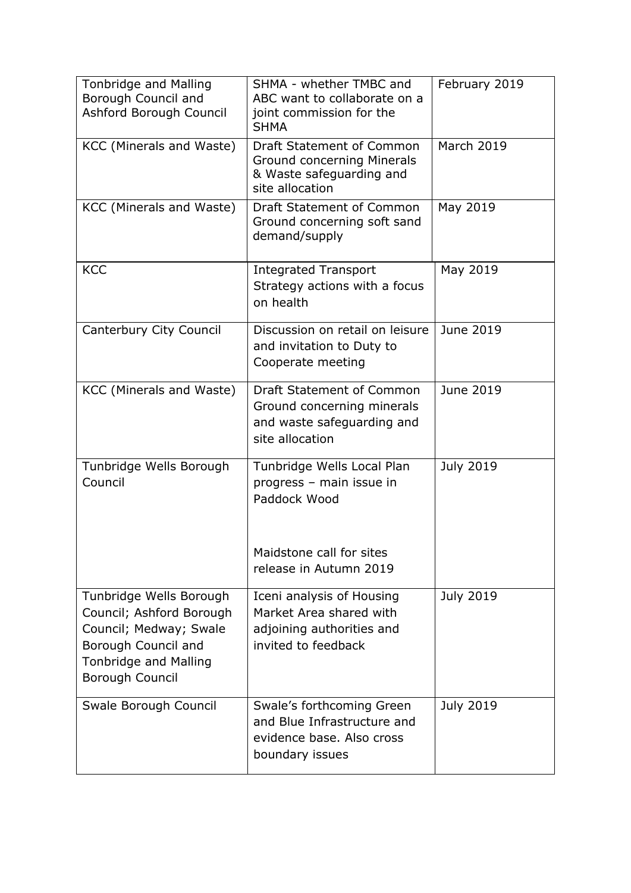| | | |
|---|---|---|
| Tonbridge and Malling Borough Council and Ashford Borough Council | SHMA - whether TMBC and ABC want to collaborate on a joint commission for the SHMA | February 2019 |
| KCC (Minerals and Waste) | Draft Statement of Common Ground concerning Minerals & Waste safeguarding and site allocation | March 2019 |
| KCC (Minerals and Waste) | Draft Statement of Common Ground concerning soft sand demand/supply | May 2019 |
| KCC | Integrated Transport Strategy actions with a focus on health | May 2019 |
| Canterbury City Council | Discussion on retail on leisure and invitation to Duty to Cooperate meeting | June 2019 |
| KCC (Minerals and Waste) | Draft Statement of Common Ground concerning minerals and waste safeguarding and site allocation | June 2019 |
| Tunbridge Wells Borough Council | Tunbridge Wells Local Plan progress – main issue in Paddock Wood<br><br>Maidstone call for sites release in Autumn 2019 | July 2019 |
| Tunbridge Wells Borough Council; Ashford Borough Council; Medway; Swale Borough Council and Tonbridge and Malling Borough Council | Iceni analysis of Housing Market Area shared with adjoining authorities and invited to feedback | July 2019 |
| Swale Borough Council | Swale's forthcoming Green and Blue Infrastructure and evidence base. Also cross boundary issues | July 2019 |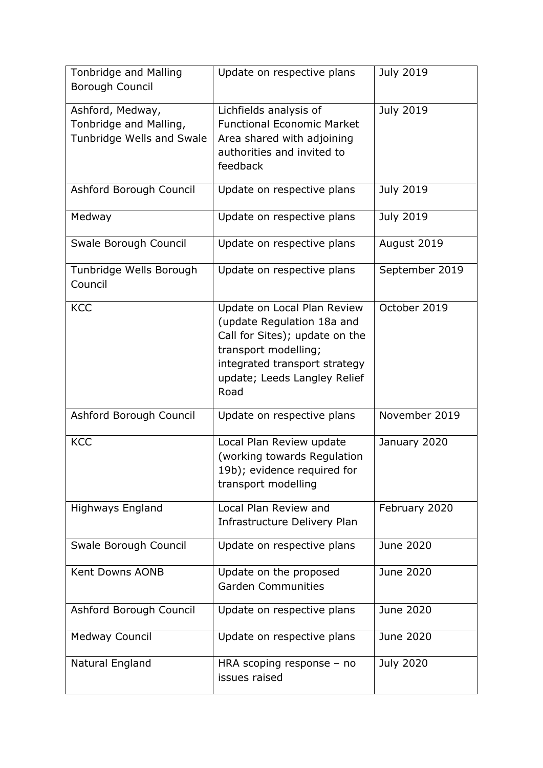| | | |
|---|---|---|
| Tonbridge and Malling Borough Council | Update on respective plans | July 2019 |
| Ashford, Medway, Tonbridge and Malling, Tunbridge Wells and Swale | Lichfields analysis of Functional Economic Market Area shared with adjoining authorities and invited to feedback | July 2019 |
| Ashford Borough Council | Update on respective plans | July 2019 |
| Medway | Update on respective plans | July 2019 |
| Swale Borough Council | Update on respective plans | August 2019 |
| Tunbridge Wells Borough Council | Update on respective plans | September 2019 |
| KCC | Update on Local Plan Review (update Regulation 18a and Call for Sites); update on the transport modelling; integrated transport strategy update; Leeds Langley Relief Road | October 2019 |
| Ashford Borough Council | Update on respective plans | November 2019 |
| KCC | Local Plan Review update (working towards Regulation 19b); evidence required for transport modelling | January 2020 |
| Highways England | Local Plan Review and Infrastructure Delivery Plan | February 2020 |
| Swale Borough Council | Update on respective plans | June 2020 |
| Kent Downs AONB | Update on the proposed Garden Communities | June 2020 |
| Ashford Borough Council | Update on respective plans | June 2020 |
| Medway Council | Update on respective plans | June 2020 |
| Natural England | HRA scoping response – no issues raised | July 2020 |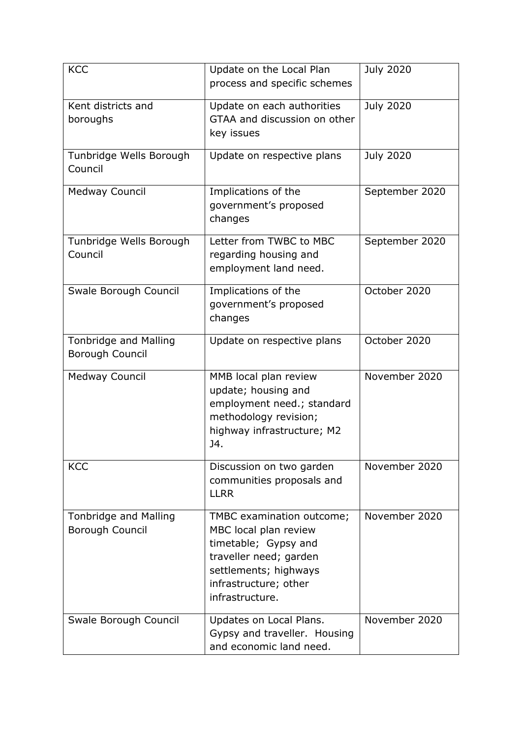| KCC | Update on the Local Plan process and specific schemes | July 2020 |
|---|---|---|
| Kent districts and boroughs | Update on each authorities GTAA and discussion on other key issues | July 2020 |
| Tunbridge Wells Borough Council | Update on respective plans | July 2020 |
| Medway Council | Implications of the government's proposed changes | September 2020 |
| Tunbridge Wells Borough Council | Letter from TWBC to MBC regarding housing and employment land need. | September 2020 |
| Swale Borough Council | Implications of the government's proposed changes | October 2020 |
| Tonbridge and Malling Borough Council | Update on respective plans | October 2020 |
| Medway Council | MMB local plan review update; housing and employment need.; standard methodology revision; highway infrastructure; M2 J4. | November 2020 |
| KCC | Discussion on two garden communities proposals and LLRR | November 2020 |
| Tonbridge and Malling Borough Council | TMBC examination outcome; MBC local plan review timetable; Gypsy and traveller need; garden settlements; highways infrastructure; other infrastructure. | November 2020 |
| Swale Borough Council | Updates on Local Plans. Gypsy and traveller. Housing and economic land need. | November 2020 |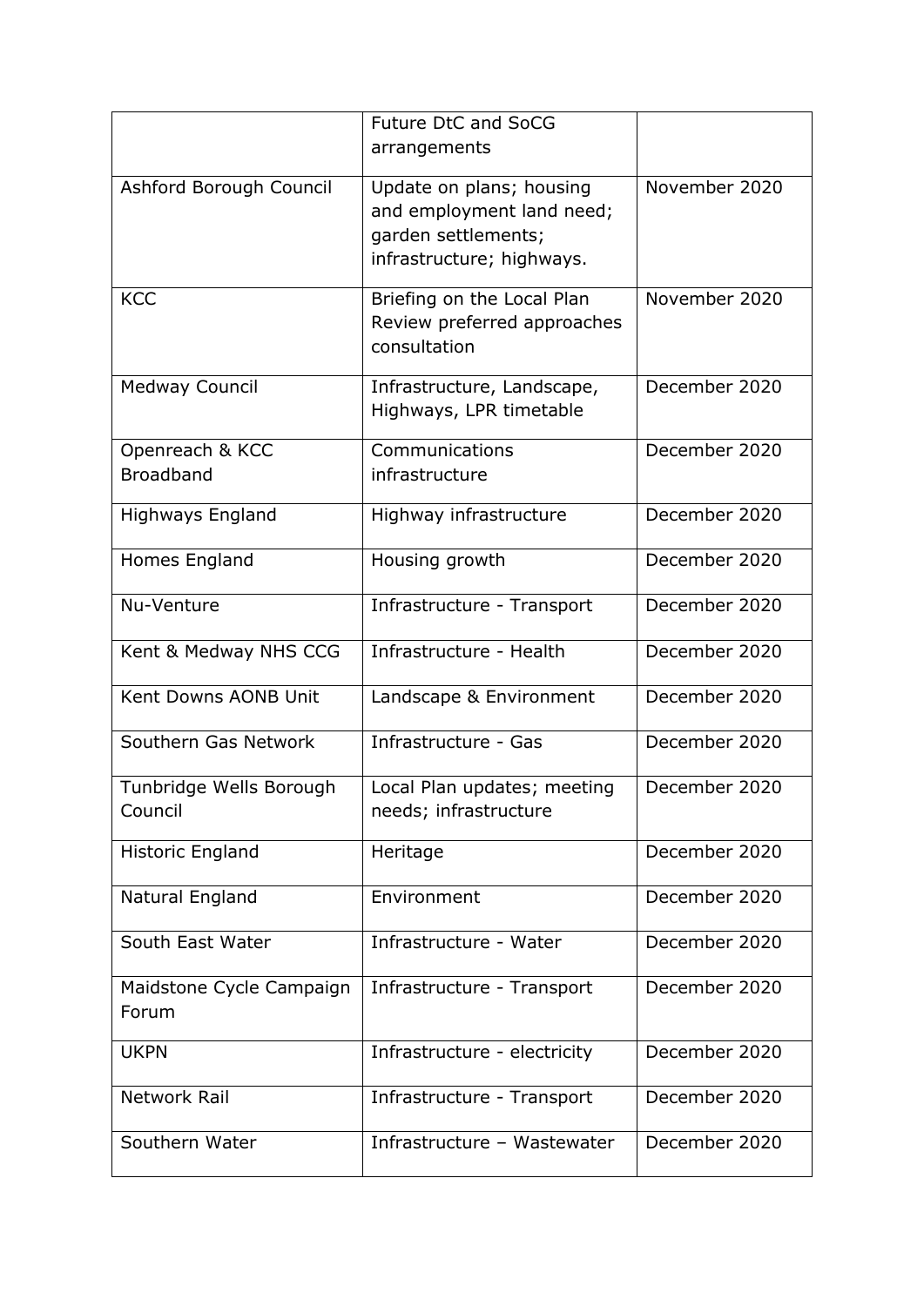| | | |
|---|---|---|
| | Future DtC and SoCG arrangements | |
| Ashford Borough Council | Update on plans; housing and employment land need; garden settlements; infrastructure; highways. | November 2020 |
| KCC | Briefing on the Local Plan Review preferred approaches consultation | November 2020 |
| Medway Council | Infrastructure, Landscape, Highways, LPR timetable | December 2020 |
| Openreach & KCC Broadband | Communications infrastructure | December 2020 |
| Highways England | Highway infrastructure | December 2020 |
| Homes England | Housing growth | December 2020 |
| Nu-Venture | Infrastructure - Transport | December 2020 |
| Kent & Medway NHS CCG | Infrastructure - Health | December 2020 |
| Kent Downs AONB Unit | Landscape & Environment | December 2020 |
| Southern Gas Network | Infrastructure - Gas | December 2020 |
| Tunbridge Wells Borough Council | Local Plan updates; meeting needs; infrastructure | December 2020 |
| Historic England | Heritage | December 2020 |
| Natural England | Environment | December 2020 |
| South East Water | Infrastructure - Water | December 2020 |
| Maidstone Cycle Campaign Forum | Infrastructure - Transport | December 2020 |
| UKPN | Infrastructure - electricity | December 2020 |
| Network Rail | Infrastructure - Transport | December 2020 |
| Southern Water | Infrastructure – Wastewater | December 2020 |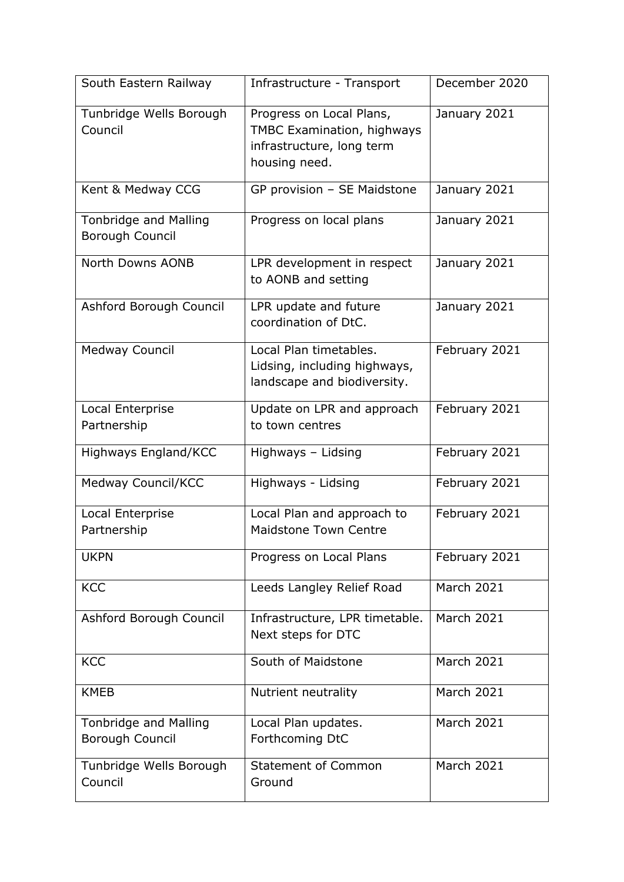| South Eastern Railway | Infrastructure - Transport | December 2020 |
|---|---|---|
| Tunbridge Wells Borough Council | Progress on Local Plans, TMBC Examination, highways infrastructure, long term housing need. | January 2021 |
| Kent & Medway CCG | GP provision – SE Maidstone | January 2021 |
| Tonbridge and Malling Borough Council | Progress on local plans | January 2021 |
| North Downs AONB | LPR development in respect to AONB and setting | January 2021 |
| Ashford Borough Council | LPR update and future coordination of DtC. | January 2021 |
| Medway Council | Local Plan timetables. Lidsing, including highways, landscape and biodiversity. | February 2021 |
| Local Enterprise Partnership | Update on LPR and approach to town centres | February 2021 |
| Highways England/KCC | Highways – Lidsing | February 2021 |
| Medway Council/KCC | Highways - Lidsing | February 2021 |
| Local Enterprise Partnership | Local Plan and approach to Maidstone Town Centre | February 2021 |
| UKPN | Progress on Local Plans | February 2021 |
| KCC | Leeds Langley Relief Road | March 2021 |
| Ashford Borough Council | Infrastructure, LPR timetable. Next steps for DTC | March 2021 |
| KCC | South of Maidstone | March 2021 |
| KMEB | Nutrient neutrality | March 2021 |
| Tonbridge and Malling Borough Council | Local Plan updates. Forthcoming DtC | March 2021 |
| Tunbridge Wells Borough Council | Statement of Common Ground | March 2021 |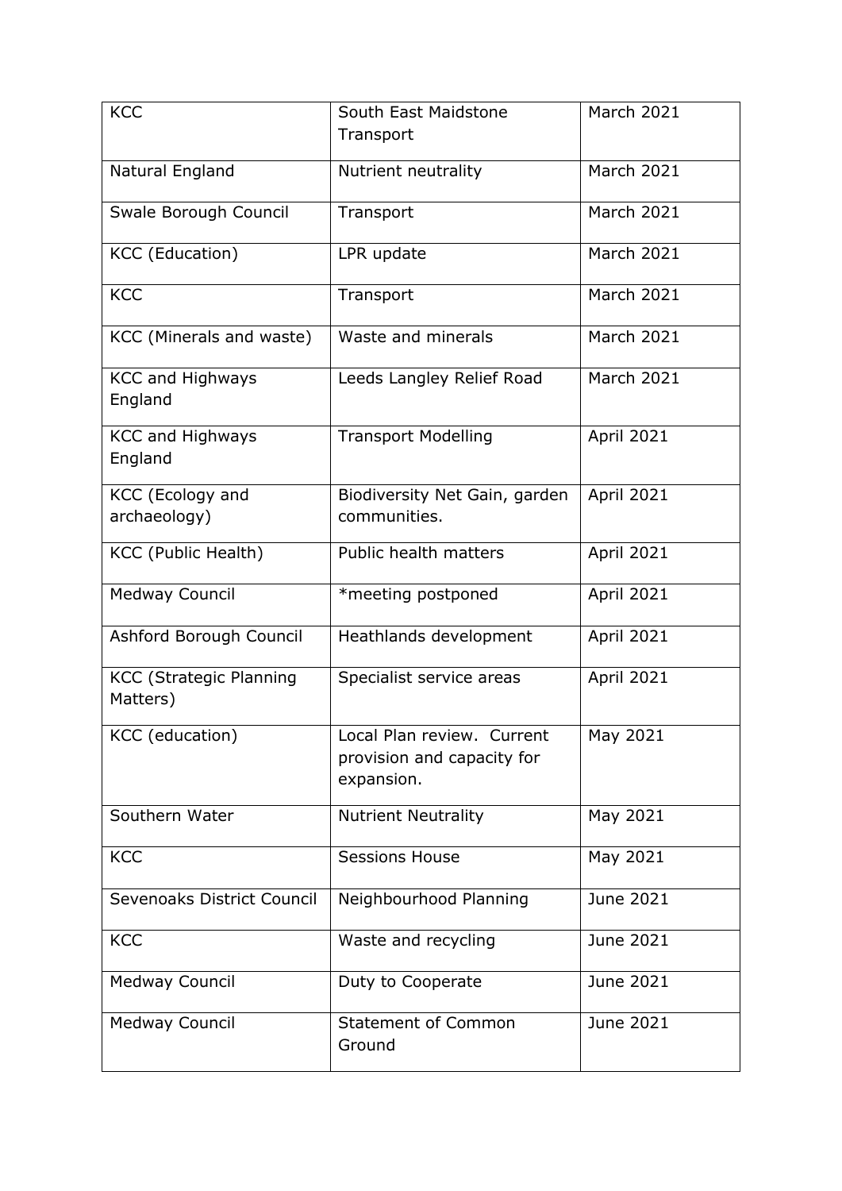| KCC | South East Maidstone Transport | March 2021 |
|---|---|---|
| Natural England | Nutrient neutrality | March 2021 |
| Swale Borough Council | Transport | March 2021 |
| KCC (Education) | LPR update | March 2021 |
| KCC | Transport | March 2021 |
| KCC (Minerals and waste) | Waste and minerals | March 2021 |
| KCC and Highways England | Leeds Langley Relief Road | March 2021 |
| KCC and Highways England | Transport Modelling | April 2021 |
| KCC (Ecology and archaeology) | Biodiversity Net Gain, garden communities. | April 2021 |
| KCC (Public Health) | Public health matters | April 2021 |
| Medway Council | *meeting postponed | April 2021 |
| Ashford Borough Council | Heathlands development | April 2021 |
| KCC (Strategic Planning Matters) | Specialist service areas | April 2021 |
| KCC (education) | Local Plan review. Current provision and capacity for expansion. | May 2021 |
| Southern Water | Nutrient Neutrality | May 2021 |
| KCC | Sessions House | May 2021 |
| Sevenoaks District Council | Neighbourhood Planning | June 2021 |
| KCC | Waste and recycling | June 2021 |
| Medway Council | Duty to Cooperate | June 2021 |
| Medway Council | Statement of Common Ground | June 2021 |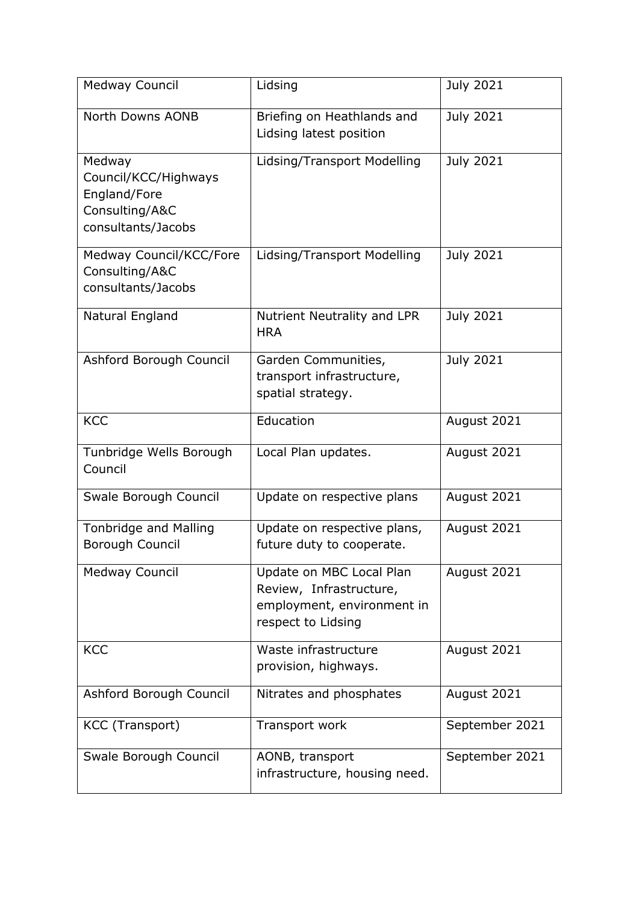| Medway Council | Lidsing | July 2021 |
|---|---|---|
| North Downs AONB | Briefing on Heathlands and Lidsing latest position | July 2021 |
| Medway Council/KCC/Highways England/Fore Consulting/A&C consultants/Jacobs | Lidsing/Transport Modelling | July 2021 |
| Medway Council/KCC/Fore Consulting/A&C consultants/Jacobs | Lidsing/Transport Modelling | July 2021 |
| Natural England | Nutrient Neutrality and LPR HRA | July 2021 |
| Ashford Borough Council | Garden Communities, transport infrastructure, spatial strategy. | July 2021 |
| KCC | Education | August 2021 |
| Tunbridge Wells Borough Council | Local Plan updates. | August 2021 |
| Swale Borough Council | Update on respective plans | August 2021 |
| Tonbridge and Malling Borough Council | Update on respective plans, future duty to cooperate. | August 2021 |
| Medway Council | Update on MBC Local Plan Review, Infrastructure, employment, environment in respect to Lidsing | August 2021 |
| KCC | Waste infrastructure provision, highways. | August 2021 |
| Ashford Borough Council | Nitrates and phosphates | August 2021 |
| KCC (Transport) | Transport work | September 2021 |
| Swale Borough Council | AONB, transport infrastructure, housing need. | September 2021 |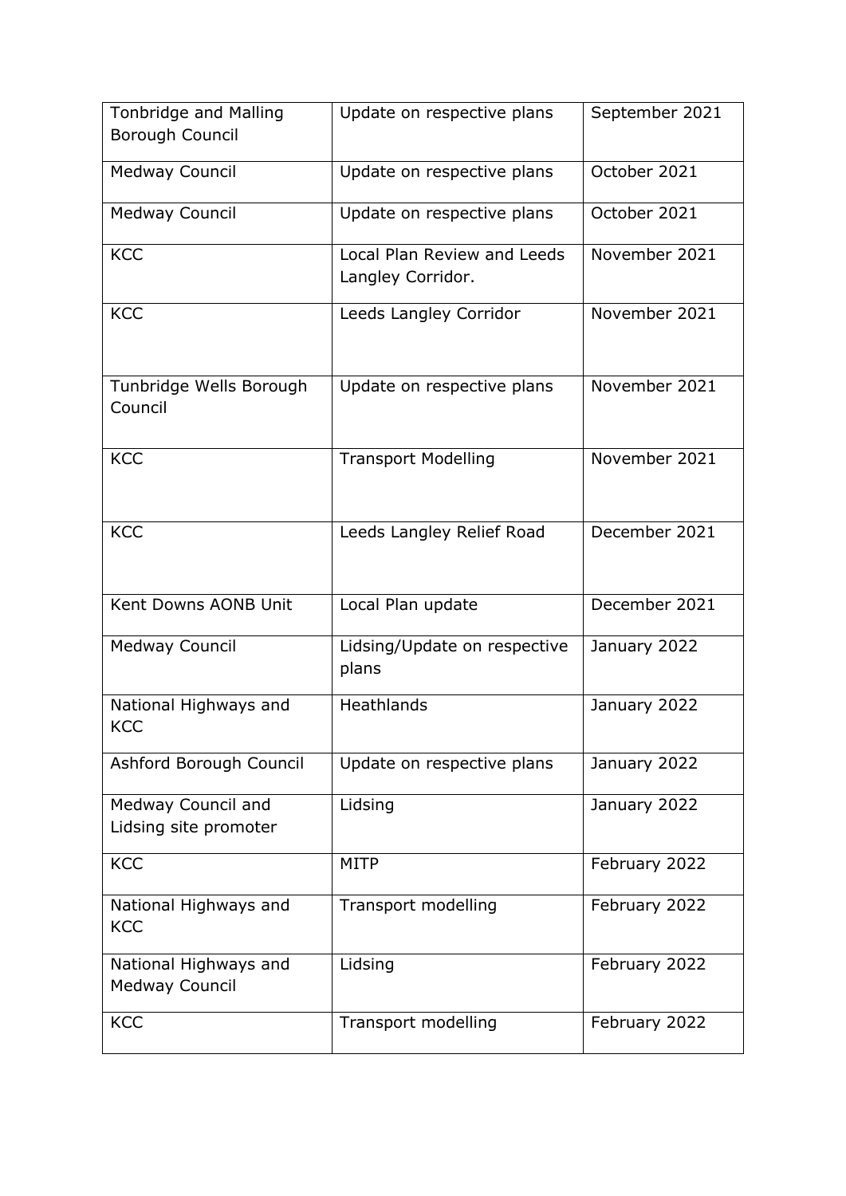| | | |
|---|---|---|
| Tonbridge and Malling Borough Council | Update on respective plans | September 2021 |
| Medway Council | Update on respective plans | October 2021 |
| Medway Council | Update on respective plans | October 2021 |
| KCC | Local Plan Review and Leeds Langley Corridor. | November 2021 |
| KCC | Leeds Langley Corridor | November 2021 |
| Tunbridge Wells Borough Council | Update on respective plans | November 2021 |
| KCC | Transport Modelling | November 2021 |
| KCC | Leeds Langley Relief Road | December 2021 |
| Kent Downs AONB Unit | Local Plan update | December 2021 |
| Medway Council | Lidsing/Update on respective plans | January 2022 |
| National Highways and KCC | Heathlands | January 2022 |
| Ashford Borough Council | Update on respective plans | January 2022 |
| Medway Council and Lidsing site promoter | Lidsing | January 2022 |
| KCC | MITP | February 2022 |
| National Highways and KCC | Transport modelling | February 2022 |
| National Highways and Medway Council | Lidsing | February 2022 |
| KCC | Transport modelling | February 2022 |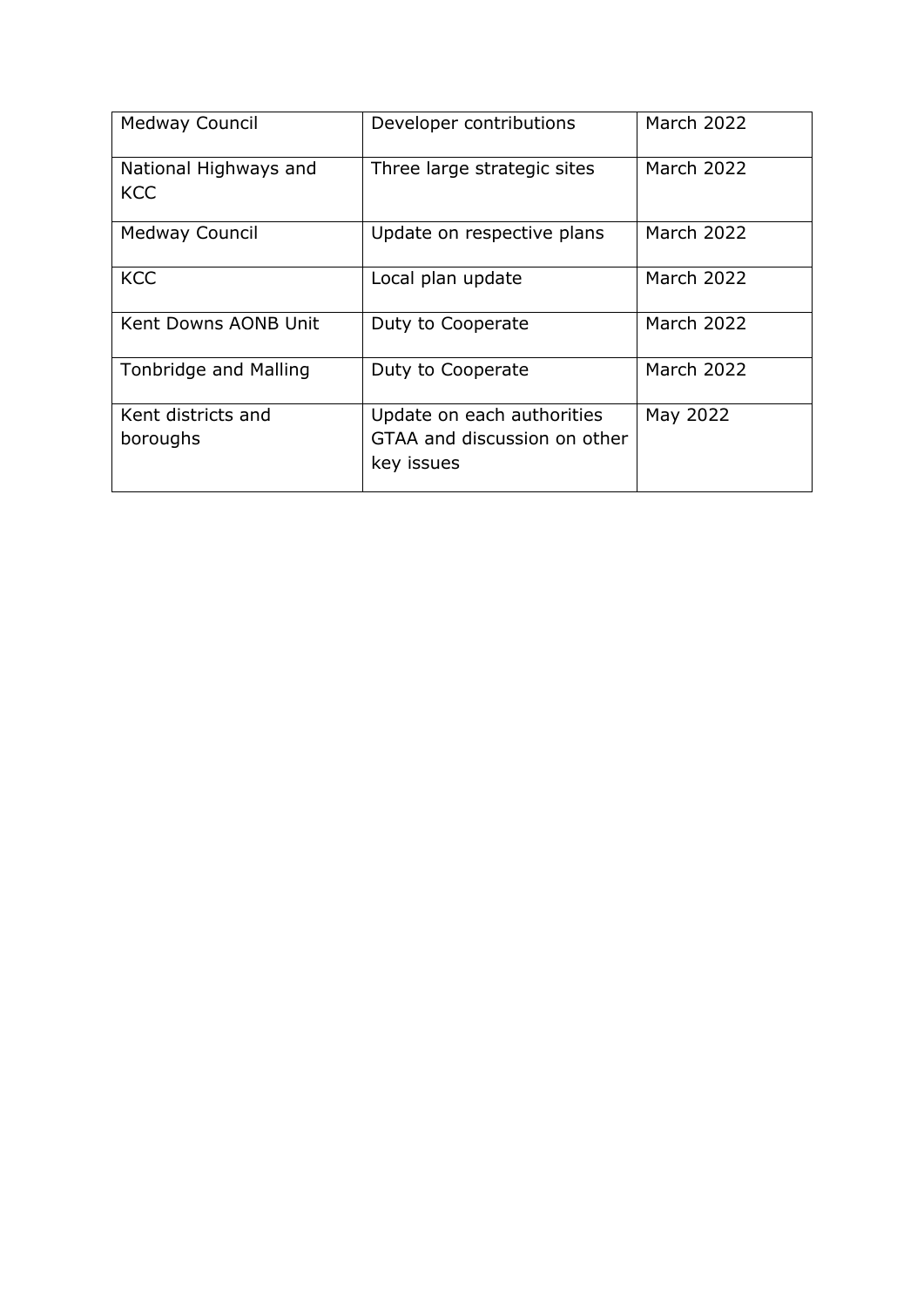| | | |
|---|---|---|
| Medway Council | Developer contributions | March 2022 |
| National Highways and KCC | Three large strategic sites | March 2022 |
| Medway Council | Update on respective plans | March 2022 |
| KCC | Local plan update | March 2022 |
| Kent Downs AONB Unit | Duty to Cooperate | March 2022 |
| Tonbridge and Malling | Duty to Cooperate | March 2022 |
| Kent districts and boroughs | Update on each authorities GTAA and discussion on other key issues | May 2022 |